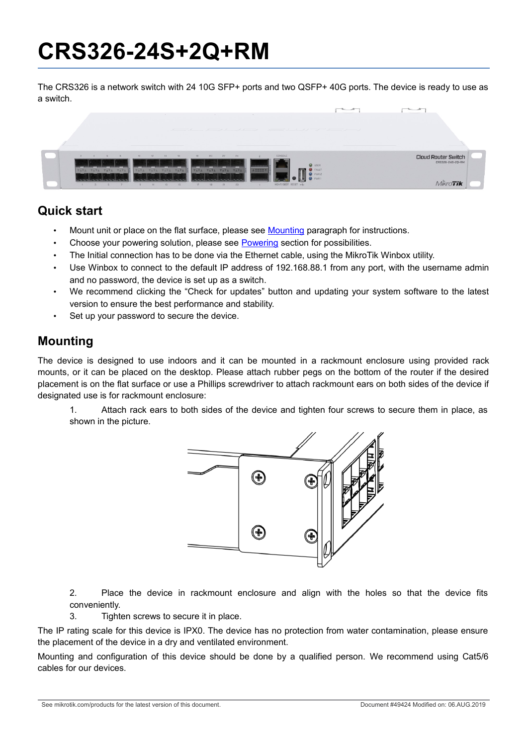# CRS326-24S+2Q+RM

The CRS326 is a network switch with 24 10G SFP+ ports and two QSFP+ 40G ports. The device is ready to use as a switch.

## Quick start

- Mount unit or place on the flat surface, please see Mounting paragraph for instructions.
- Choose your powering solution, please see Powering section for possibilities.
- The Initial connection has to be done via the Ethernet cable, using the MikroTik Winbox utility.
- Use Winbox to connect to the default IP address of 192.168.88.1 from any port, with the username admin and no password, the device is set up as a switch.
- We recommend clicking the "Check for updates" button and updating your system software to the latest version to ensure the best performance and stability.
- Set up your password to secure the device.

## Mounting

The device is designed to use indoors and it can be mounted in a rackmount enclosure using provided rack mounts, or it can be placed on the desktop. Please attach rubber pegs on the bottom of the router if the desired placement is on the flat surface or use a Phillips screwdriver to attach rackmount ears on both sides of the device if designated use is for rackmount enclosure:

1. Attach rack ears to both sides of the device and tighten four screws to secure them in place, as shown in the picture.
2. Place the device in rackmount enclosure and align with the holes so that the device fits conveniently.
3. Tighten screws to secure it in place.

The IP rating scale for this device is IPX0. The device has no protection from water contamination, please ensure the placement of the device in a dry and ventilated environment.

Mounting and configuration of this device should be done by a qualified person. We recommend using Cat5/6 cables for our devices.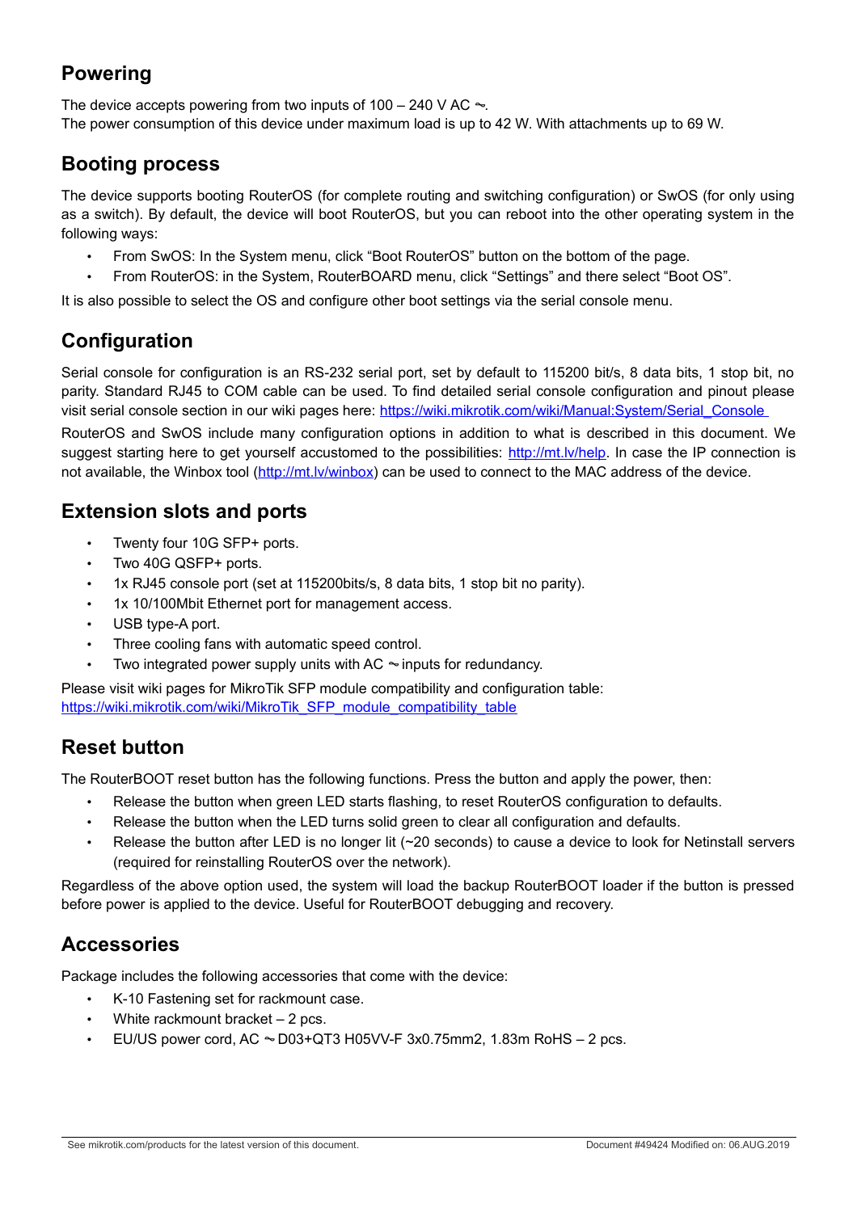## Powering

The device accepts powering from two inputs of 100 – 240 V AC ~.
The power consumption of this device under maximum load is up to 42 W. With attachments up to 69 W.

## Booting process

The device supports booting RouterOS (for complete routing and switching configuration) or SwOS (for only using as a switch). By default, the device will boot RouterOS, but you can reboot into the other operating system in the following ways:

- From SwOS: In the System menu, click "Boot RouterOS" button on the bottom of the page.
- From RouterOS: in the System, RouterBOARD menu, click "Settings" and there select "Boot OS".

It is also possible to select the OS and configure other boot settings via the serial console menu.

## Configuration

Serial console for configuration is an RS-232 serial port, set by default to 115200 bit/s, 8 data bits, 1 stop bit, no parity. Standard RJ45 to COM cable can be used. To find detailed serial console configuration and pinout please visit serial console section in our wiki pages here: https://wiki.mikrotik.com/wiki/Manual:System/Serial_Console

RouterOS and SwOS include many configuration options in addition to what is described in this document. We suggest starting here to get yourself accustomed to the possibilities: http://mt.lv/help. In case the IP connection is not available, the Winbox tool (http://mt.lv/winbox) can be used to connect to the MAC address of the device.

## Extension slots and ports

- Twenty four 10G SFP+ ports.
- Two 40G QSFP+ ports.
- 1x RJ45 console port (set at 115200bits/s, 8 data bits, 1 stop bit no parity).
- 1x 10/100Mbit Ethernet port for management access.
- USB type-A port.
- Three cooling fans with automatic speed control.
- Two integrated power supply units with AC ~ inputs for redundancy.

Please visit wiki pages for MikroTik SFP module compatibility and configuration table:
https://wiki.mikrotik.com/wiki/MikroTik_SFP_module_compatibility_table

## Reset button

The RouterBOOT reset button has the following functions. Press the button and apply the power, then:

- Release the button when green LED starts flashing, to reset RouterOS configuration to defaults.
- Release the button when the LED turns solid green to clear all configuration and defaults.
- Release the button after LED is no longer lit (~20 seconds) to cause a device to look for Netinstall servers (required for reinstalling RouterOS over the network).

Regardless of the above option used, the system will load the backup RouterBOOT loader if the button is pressed before power is applied to the device. Useful for RouterBOOT debugging and recovery.

## Accessories

Package includes the following accessories that come with the device:

- K-10 Fastening set for rackmount case.
- White rackmount bracket – 2 pcs.
- EU/US power cord, AC ~ D03+QT3 H05VV-F 3x0.75mm2, 1.83m RoHS – 2 pcs.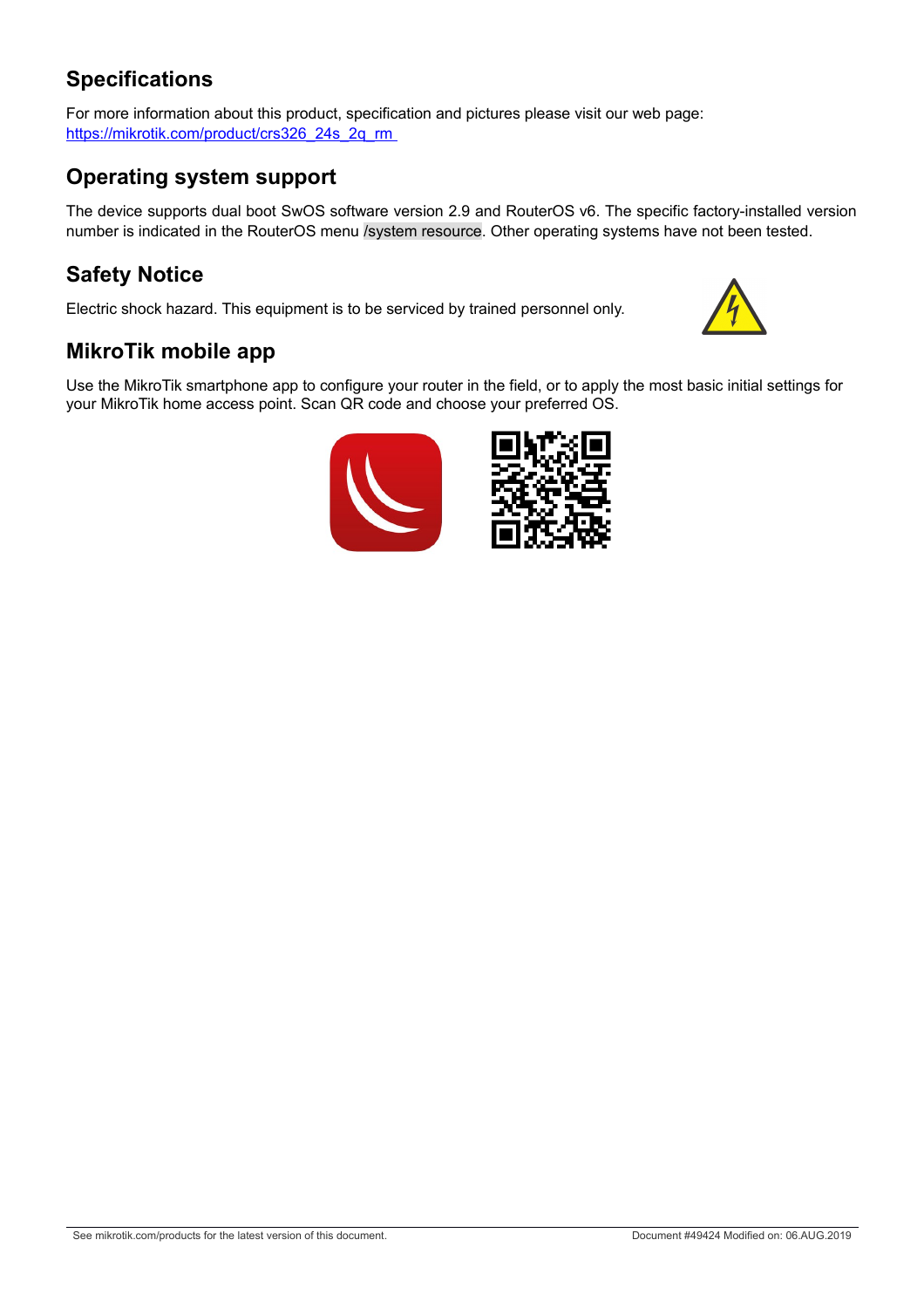## Specifications

For more information about this product, specification and pictures please visit our web page: [https://mikrotik.com/product/crs326_24s_2q_rm](https://mikrotik.com/product/crs326_24s_2q_rm)

## Operating system support

The device supports dual boot SwOS software version 2.9 and RouterOS v6. The specific factory-installed version number is indicated in the RouterOS menu /system resource. Other operating systems have not been tested.

## Safety Notice

Electric shock hazard. This equipment is to be serviced by trained personnel only.

## MikroTik mobile app

Use the MikroTik smartphone app to configure your router in the field, or to apply the most basic initial settings for your MikroTik home access point. Scan QR code and choose your preferred OS.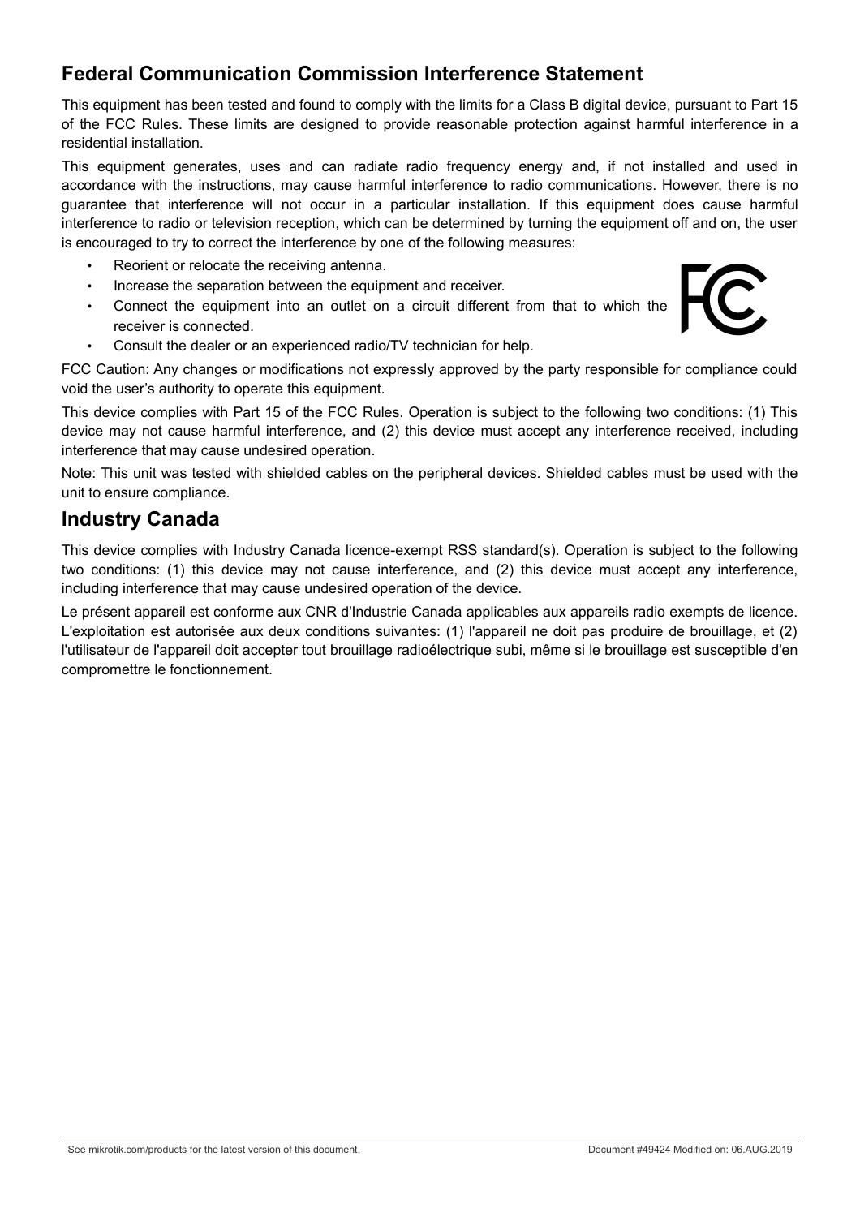## Federal Communication Commission Interference Statement

This equipment has been tested and found to comply with the limits for a Class B digital device, pursuant to Part 15 of the FCC Rules. These limits are designed to provide reasonable protection against harmful interference in a residential installation.

This equipment generates, uses and can radiate radio frequency energy and, if not installed and used in accordance with the instructions, may cause harmful interference to radio communications. However, there is no guarantee that interference will not occur in a particular installation. If this equipment does cause harmful interference to radio or television reception, which can be determined by turning the equipment off and on, the user is encouraged to try to correct the interference by one of the following measures:

- Reorient or relocate the receiving antenna.
- Increase the separation between the equipment and receiver.
- Connect the equipment into an outlet on a circuit different from that to which the receiver is connected.
- Consult the dealer or an experienced radio/TV technician for help.

FCC Caution: Any changes or modifications not expressly approved by the party responsible for compliance could void the user's authority to operate this equipment.

This device complies with Part 15 of the FCC Rules. Operation is subject to the following two conditions: (1) This device may not cause harmful interference, and (2) this device must accept any interference received, including interference that may cause undesired operation.

Note: This unit was tested with shielded cables on the peripheral devices. Shielded cables must be used with the unit to ensure compliance.

## Industry Canada

This device complies with Industry Canada licence-exempt RSS standard(s). Operation is subject to the following two conditions: (1) this device may not cause interference, and (2) this device must accept any interference, including interference that may cause undesired operation of the device.

Le présent appareil est conforme aux CNR d'Industrie Canada applicables aux appareils radio exempts de licence. L'exploitation est autorisée aux deux conditions suivantes: (1) l'appareil ne doit pas produire de brouillage, et (2) l'utilisateur de l'appareil doit accepter tout brouillage radioélectrique subi, même si le brouillage est susceptible d'en compromettre le fonctionnement.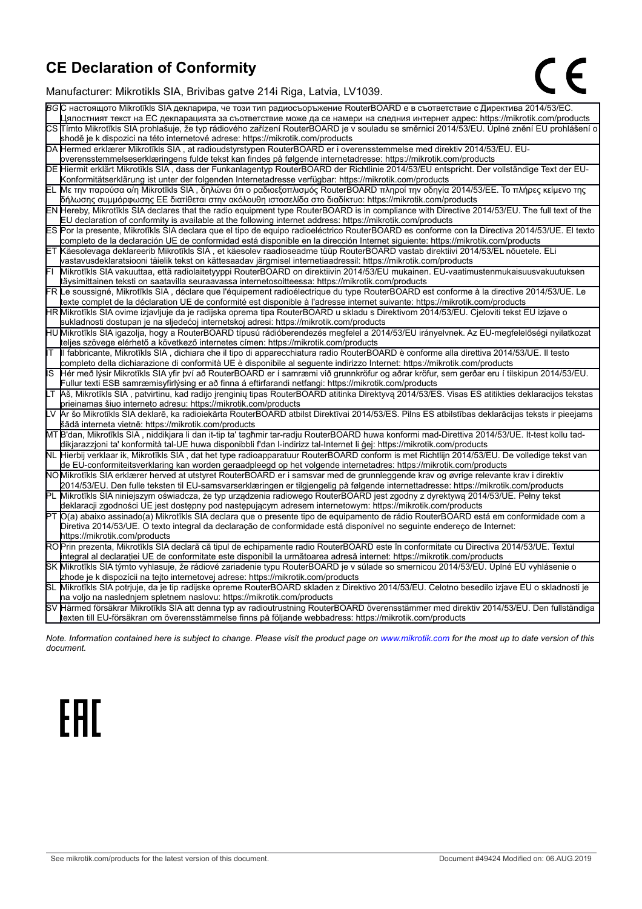# CE Declaration of Conformity

Manufacturer: Mikrotikls SIA, Brivibas gatve 214i Riga, Latvia, LV1039.

| | |
|---|---|
| BG | С настоящото Mikrotīkls SIA декларира, че този тип радиосъоръжение RouterBOARD е в съответствие с Директива 2014/53/ЕС. Цялостният текст на ЕС декларацията за съответствие може да се намери на следния интернет адрес: https://mikrotik.com/products |
| CS | Tímto Mikrotīkls SIA prohlašuje, že typ rádiového zařízení RouterBOARD je v souladu se směrnicí 2014/53/EU. Úplné znění EU prohlášení o shodě je k dispozici na této internetové adrese: https://mikrotik.com/products |
| DA | Hermed erklærer Mikrotīkls SIA , at radioudstyrstypen RouterBOARD er i overensstemmelse med direktiv 2014/53/EU. EU-overensstemmelseserklæringens fulde tekst kan findes på følgende internetadresse: https://mikrotik.com/products |
| DE | Hiermit erklärt Mikrotīkls SIA , dass der Funkanlagentyp RouterBOARD der Richtlinie 2014/53/EU entspricht. Der vollständige Text der EU-Konformitätserklärung ist unter der folgenden Internetadresse verfügbar: https://mikrotik.com/products |
| EL | Με την παρούσα ο/η Mikrotīkls SIA , δηλώνει ότι ο ραδιοεξοπλισμός RouterBOARD πληροί την οδηγία 2014/53/ΕΕ. Το πλήρες κείμενο της δήλωσης συμμόρφωσης ΕΕ διατίθεται στην ακόλουθη ιστοσελίδα στο διαδίκτυο: https://mikrotik.com/products |
| EN | Hereby, Mikrotīkls SIA declares that the radio equipment type RouterBOARD is in compliance with Directive 2014/53/EU. The full text of the EU declaration of conformity is available at the following internet address: https://mikrotik.com/products |
| ES | Por la presente, Mikrotīkls SIA declara que el tipo de equipo radioeléctrico RouterBOARD es conforme con la Directiva 2014/53/UE. El texto completo de la declaración UE de conformidad está disponible en la dirección Internet siguiente: https://mikrotik.com/products |
| ET | Käesolevaga deklareerib Mikrotīkls SIA , et käesolev raadioseadme tüüp RouterBOARD vastab direktiivi 2014/53/EL nõuetele. ELi vastavusdeklaratsiooni täielik tekst on kättesaadav järgmisel internetiaadressil: https://mikrotik.com/products |
| FI | Mikrotīkls SIA vakuuttaa, että radiolaitetyyppi RouterBOARD on direktiivin 2014/53/EU mukainen. EU-vaatimustenmukaisuusvakuutuksen täysimittainen teksti on saatavilla seuraavassa internetosoitteessa: https://mikrotik.com/products |
| FR | Le soussigné, Mikrotīkls SIA , déclare que l'équipement radioélectrique du type RouterBOARD est conforme à la directive 2014/53/UE. Le texte complet de la déclaration UE de conformité est disponible à l'adresse internet suivante: https://mikrotik.com/products |
| HR | Mikrotīkls SIA ovime izjavljuje da je radijska oprema tipa RouterBOARD u skladu s Direktivom 2014/53/EU. Cjeloviti tekst EU izjave o sukladnosti dostupan je na sljedećoj internetskoj adresi: https://mikrotik.com/products |
| HU | Mikrotīkls SIA igazolja, hogy a RouterBOARD típusú rádióberendezés megfelel a 2014/53/EU irányelvnek. Az EU-megfelelőségi nyilatkozat teljes szövege elérhető a következő internetes címen: https://mikrotik.com/products |
| IT | Il fabbricante, Mikrotīkls SIA , dichiara che il tipo di apparecchiatura radio RouterBOARD è conforme alla direttiva 2014/53/UE. Il testo completo della dichiarazione di conformità UE è disponibile al seguente indirizzo Internet: https://mikrotik.com/products |
| IS | Hér með lýsir Mikrotīkls SIA yfir því að RouterBOARD er í samræmi við grunnkröfur og aðrar kröfur, sem gerðar eru í tilskipun 2014/53/EU. Fullur texti ESB samræmisyfirlýsing er að finna á eftirfarandi netfangi: https://mikrotik.com/products |
| LT | Aš, Mikrotīkls SIA , patvirtinu, kad radijo įrenginių tipas RouterBOARD atitinka Direktyvą 2014/53/ES. Visas ES atitikties deklaracijos tekstas prieinamas šiuo interneto adresu: https://mikrotik.com/products |
| LV | Ar šo Mikrotīkls SIA deklarē, ka radioiekārta RouterBOARD atbilst Direktīvai 2014/53/ES. Pilns ES atbilstības deklarācijas teksts ir pieejams šādā interneta vietnē: https://mikrotik.com/products |
| MT | B'dan, Mikrotīkls SIA , niddikjara li dan it-tip ta' tagħmir tar-radju RouterBOARD huwa konformi mad-Direttiva 2014/53/UE. It-test kollu tad-dikjarazzjoni ta' konformità tal-UE huwa disponibbli f'dan l-indirizz tal-Internet li ġej: https://mikrotik.com/products |
| NL | Hierbij verklaar ik, Mikrotīkls SIA , dat het type radioapparatuur RouterBOARD conform is met Richtlijn 2014/53/EU. De volledige tekst van de EU-conformiteitsverklaring kan worden geraadpleegd op het volgende internetadres: https://mikrotik.com/products |
| NO | Mikrotīkls SIA erklærer herved at utstyret RouterBOARD er i samsvar med de grunnleggende krav og øvrige relevante krav i direktiv 2014/53/EU. Den fulle teksten til EU-samsvarserklæringen er tilgjengelig på følgende internettadresse: https://mikrotik.com/products |
| PL | Mikrotīkls SIA niniejszym oświadcza, że typ urządzenia radiowego RouterBOARD jest zgodny z dyrektywą 2014/53/UE. Pełny tekst deklaracji zgodności UE jest dostępny pod następującym adresem internetowym: https://mikrotik.com/products |
| PT | O(a) abaixo assinado(a) Mikrotīkls SIA declara que o presente tipo de equipamento de rádio RouterBOARD está em conformidade com a Diretiva 2014/53/UE. O texto integral da declaração de conformidade está disponível no seguinte endereço de Internet: https://mikrotik.com/products |
| RO | Prin prezenta, Mikrotīkls SIA declară că tipul de echipamente radio RouterBOARD este în conformitate cu Directiva 2014/53/UE. Textul integral al declarației UE de conformitate este disponibil la următoarea adresă internet: https://mikrotik.com/products |
| SK | Mikrotīkls SIA týmto vyhlasuje, že rádiové zariadenie typu RouterBOARD je v súlade so smernicou 2014/53/EÚ. Úplné EÚ vyhlásenie o zhode je k dispozícii na tejto internetovej adrese: https://mikrotik.com/products |
| SL | Mikrotīkls SIA potrjuje, da je tip radijske opreme RouterBOARD skladen z Direktivo 2014/53/EU. Celotno besedilo izjave EU o skladnosti je na voljo na naslednjem spletnem naslovu: https://mikrotik.com/products |
| SV | Härmed försäkrar Mikrotīkls SIA att denna typ av radioutrustning RouterBOARD överensstämmer med direktiv 2014/53/EU. Den fullständiga texten till EU-försäkran om överensstämmelse finns på följande webbadress: https://mikrotik.com/products |

*Note. Information contained here is subject to change. Please visit the product page on www.mikrotik.com for the most up to date version of this document.*

EAC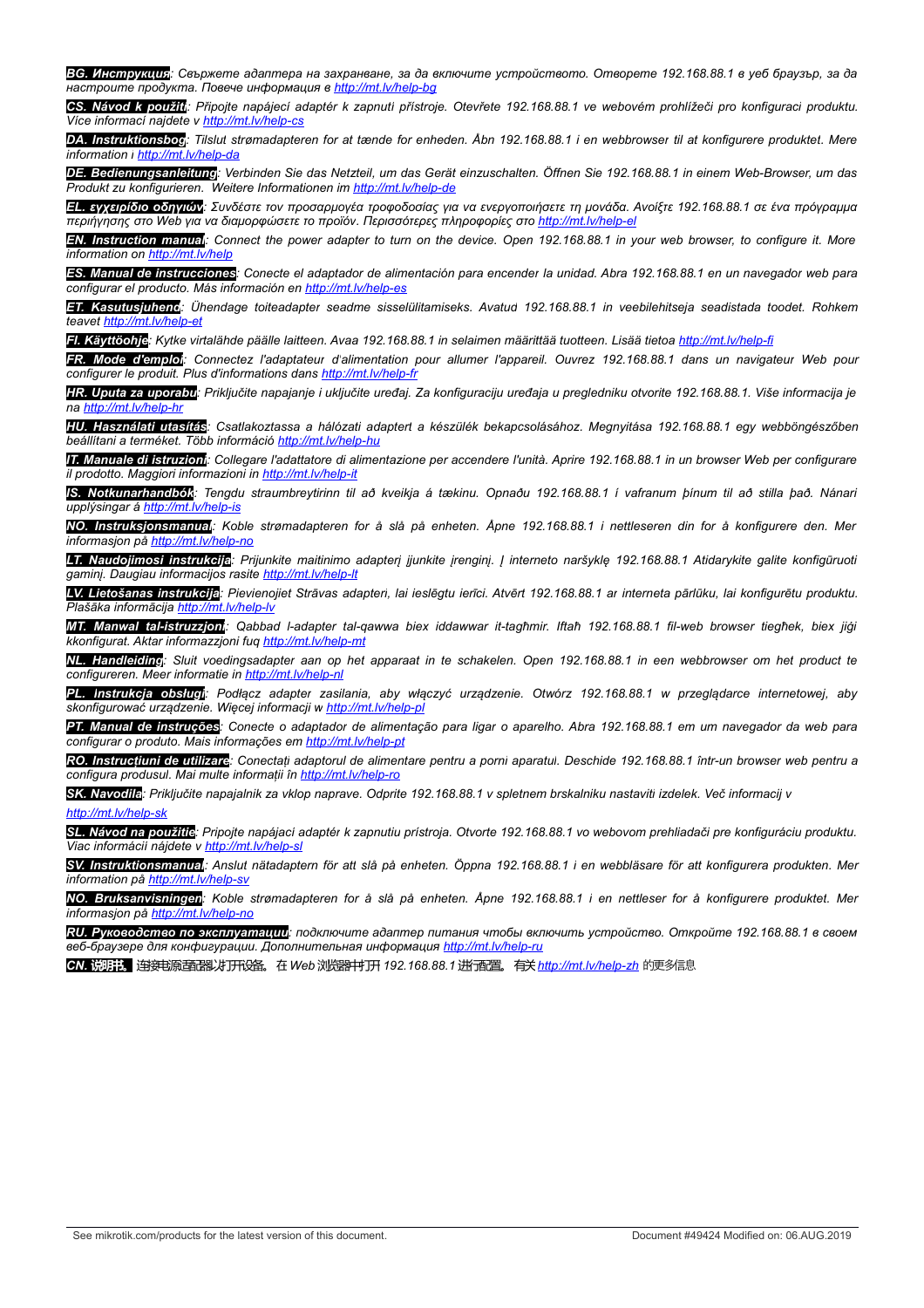**BG. Инструкция**: Свържете адаптера на захранване, за да включите устройството. Отворете 192.168.88.1 в уеб браузър, за да настроите продукта. Повече информация в http://mt.lv/help-bg

**CS. Návod k použití**: Připojte napájecí adaptér k zapnutí přístroje. Otevřete 192.168.88.1 ve webovém prohlížeči pro konfiguraci produktu. Více informací najdete v http://mt.lv/help-cs

**DA. Instruktionsbog**: Tilslut strømadapteren for at tænde for enheden. Åbn 192.168.88.1 i en webbrowser til at konfigurere produktet. Mere information ı http://mt.lv/help-da

**DE. Bedienungsanleitung**: Verbinden Sie das Netzteil, um das Gerät einzuschalten. Öffnen Sie 192.168.88.1 in einem Web-Browser, um das Produkt zu konfigurieren. Weitere Informationen im http://mt.lv/help-de

**EL. εγχειρίδιο οδηγιών**: Συνδέστε τον προσαρμογέα τροφοδοσίας για να ενεργοποιήσετε τη μονάδα. Ανοίξτε 192.168.88.1 σε ένα πρόγραμμα περιήγησης στο Web για να διαμορφώσετε το προϊόν. Περισσότερες πληροφορίες στο http://mt.lv/help-el

**EN. Instruction manual**: Connect the power adapter to turn on the device. Open 192.168.88.1 in your web browser, to configure it. More information on http://mt.lv/help

**ES. Manual de instrucciones**: Conecte el adaptador de alimentación para encender la unidad. Abra 192.168.88.1 en un navegador web para configurar el producto. Más información en http://mt.lv/help-es

**ET. Kasutusjuhend**: Ühendage toiteadapter seadme sisselülitamiseks. Avatud 192.168.88.1 in veebilehitseja seadistada toodet. Rohkem teavet http://mt.lv/help-et

**FI. Käyttöohje**: Kytke virtalähde päälle laitteen. Avaa 192.168.88.1 in selaimen määrittää tuotteen. Lisää tietoa http://mt.lv/help-fi

**FR. Mode d'emploi**: Connectez l'adaptateur d'alimentation pour allumer l'appareil. Ouvrez 192.168.88.1 dans un navigateur Web pour configurer le produit. Plus d'informations dans http://mt.lv/help-fr

**HR. Upute za uporabu**: Priključite napajanje i uključite uređaj. Za konfiguraciju uređaja u pregledniku otvorite 192.168.88.1. Više informacija je na http://mt.lv/help-hr

**HU. Használati utasítás**: Csatlakoztassa a hálózati adaptert a készülék bekapcsolásához. Megnyitása 192.168.88.1 egy webböngészőben beállítani a terméket. Több információ http://mt.lv/help-hu

**IT. Manuale di istruzioni**: Collegare l'adattatore di alimentazione per accendere l'unità. Aprire 192.168.88.1 in un browser Web per configurare il prodotto. Maggiori informazioni in http://mt.lv/help-it

**IS. Notkunarhandbók**: Tengdu straumbreytirinn til að kveikja á tækinu. Opnaðu 192.168.88.1 í vafranum þínum til að stilla það. Nánari upplýsingar á http://mt.lv/help-is

**NO. Instruksjonsmanual**: Koble strømadapteren for å slå på enheten. Åpne 192.168.88.1 i nettleseren din for å konfigurere den. Mer informasjon på http://mt.lv/help-no

**LT. Naudojimosi instrukcija**: Prijunkite maitinimo adapterį įjunkite įrenginį. Į interneto naršyklę 192.168.88.1 Atidarykite galite konfigūruoti gaminį. Daugiau informacijos rasite http://mt.lv/help-lt

**LV. Lietošanas instrukcija**: Pievienojiet Strāvas adapteri, lai ieslēgtu ierīci. Atvērt 192.168.88.1 ar interneta pārlūku, lai konfigurētu produktu. Plašāka informācija http://mt.lv/help-lv

**MT. Manwal tal-istruzzjoni**: Qabbad l-adapter tal-qawwa biex iddawwar it-tagħmir. Iftaħ 192.168.88.1 fil-web browser tiegħek, biex jiġi kkonfigurat. Aktar informazzjoni fuq http://mt.lv/help-mt

**NL. Handleiding**: Sluit voedingsadapter aan op het apparaat in te schakelen. Open 192.168.88.1 in een webbrowser om het product te configureren. Meer informatie in http://mt.lv/help-nl

**PL. Instrukcja obsługi**: Podłącz adapter zasilania, aby włączyć urządzenie. Otwórz 192.168.88.1 w przeglądarce internetowej, aby skonfigurować urządzenie. Więcej informacji w http://mt.lv/help-pl

**PT. Manual de instruções**: Conecte o adaptador de alimentação para ligar o aparelho. Abra 192.168.88.1 em um navegador da web para configurar o produto. Mais informações em http://mt.lv/help-pt

**RO. Instrucțiuni de utilizare**: Conectați adaptorul de alimentare pentru a porni aparatul. Deschide 192.168.88.1 într-un browser web pentru a configura produsul. Mai multe informații în http://mt.lv/help-ro

**SK. Navodila**: Priključite napajalnik za vklop naprave. Odprite 192.168.88.1 v spletnem brskalniku nastaviti izdelek. Več informacij v http://mt.lv/help-sk

**SL. Návod na použitie**: Pripojte napájací adaptér k zapnutiu prístroja. Otvorte 192.168.88.1 vo webovom prehliadači pre konfiguráciu produktu. Viac informácií nájdete v http://mt.lv/help-sl

**SV. Instruktionsmanual**: Anslut nätadaptern för att slå på enheten. Öppna 192.168.88.1 i en webbläsare för att konfigurera produkten. Mer information på http://mt.lv/help-sv

**NO. Bruksanvisningen**: Koble strømadapteren for å slå på enheten. Åpne 192.168.88.1 i en nettleser for å konfigurere produktet. Mer informasjon på http://mt.lv/help-no

**RU. Руководство по эксплуатации**: подключите адаптер питания чтобы включить устройство. Откройте 192.168.88.1 в своем веб-браузере для конфигурации. Дополнительная информация http://mt.lv/help-ru

**CN. 说明书。** 连接电源适配器以打开设备。在 Web 浏览器中打开 192.168.88.1 进行配置。有关 http://mt.lv/help-zh 的更多信息

See mikrotik.com/products for the latest version of this document. Document #49424 Modified on: 06.AUG.2019